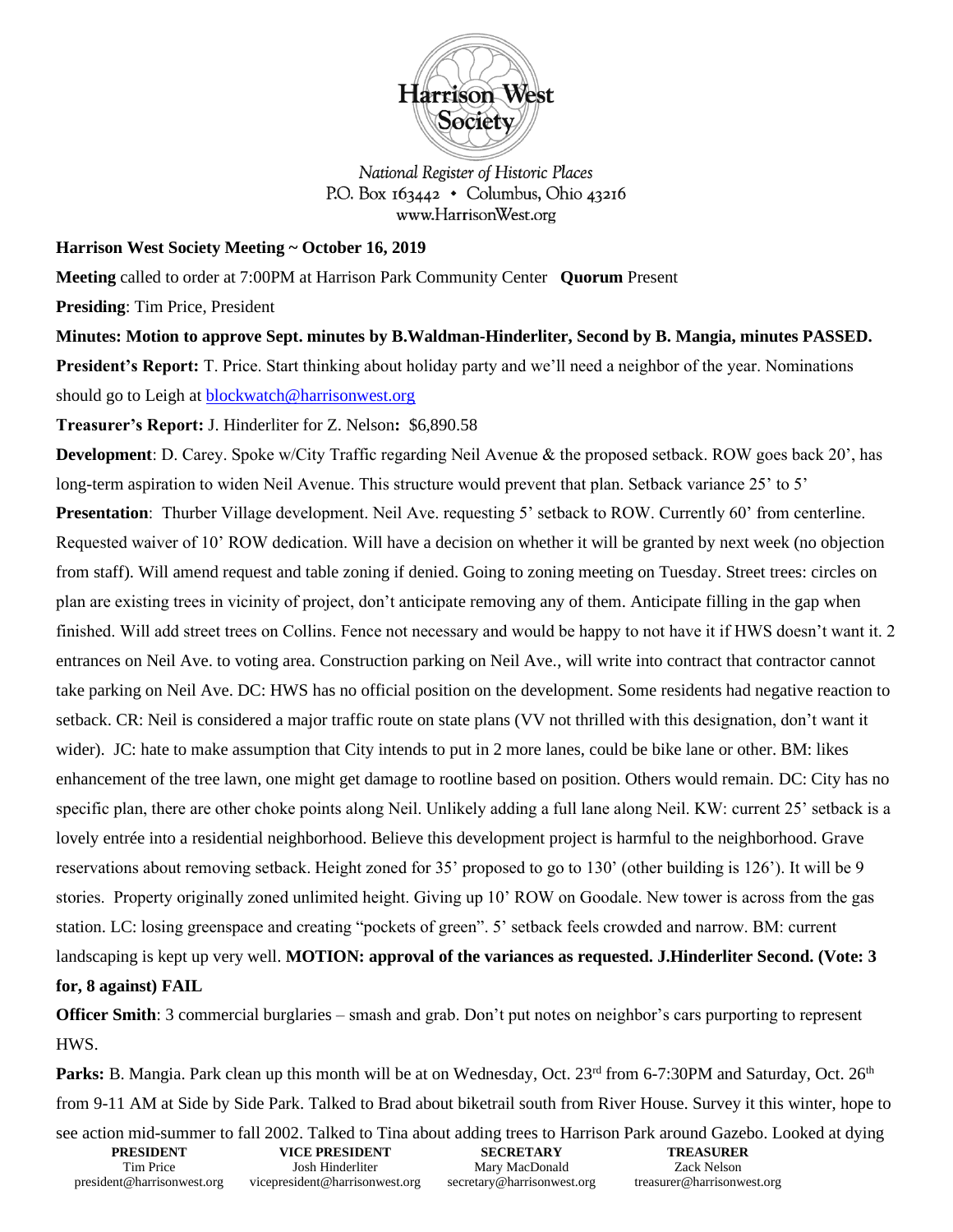Harrison West Society

*National Register of Historic Places*
*P.O. Box 163442 • Columbus, Ohio 43216*
*www.HarrisonWest.org*

**Harrison West Society Meeting ~ October 16, 2019**

**Meeting** called to order at 7:00PM at Harrison Park Community Center **Quorum** Present

**Presiding**: Tim Price, President

**Minutes: Motion to approve Sept. minutes by B.Waldman-Hinderliter, Second by B. Mangia, minutes PASSED.**

**President's Report:** T. Price. Start thinking about holiday party and we'll need a neighbor of the year. Nominations should go to Leigh at blockwatch@harrisonwest.org

**Treasurer's Report:** J. Hinderliter for Z. Nelson**:** $6,890.58

**Development**: D. Carey. Spoke w/City Traffic regarding Neil Avenue & the proposed setback. ROW goes back 20', has long-term aspiration to widen Neil Avenue. This structure would prevent that plan. Setback variance 25' to 5'

**Presentation**: Thurber Village development. Neil Ave. requesting 5' setback to ROW. Currently 60' from centerline. Requested waiver of 10' ROW dedication. Will have a decision on whether it will be granted by next week (no objection from staff). Will amend request and table zoning if denied. Going to zoning meeting on Tuesday. Street trees: circles on plan are existing trees in vicinity of project, don't anticipate removing any of them. Anticipate filling in the gap when finished. Will add street trees on Collins. Fence not necessary and would be happy to not have it if HWS doesn't want it. 2 entrances on Neil Ave. to voting area. Construction parking on Neil Ave., will write into contract that contractor cannot take parking on Neil Ave. DC: HWS has no official position on the development. Some residents had negative reaction to setback. CR: Neil is considered a major traffic route on state plans (VV not thrilled with this designation, don't want it wider). JC: hate to make assumption that City intends to put in 2 more lanes, could be bike lane or other. BM: likes enhancement of the tree lawn, one might get damage to rootline based on position. Others would remain. DC: City has no specific plan, there are other choke points along Neil. Unlikely adding a full lane along Neil. KW: current 25' setback is a lovely entrée into a residential neighborhood. Believe this development project is harmful to the neighborhood. Grave reservations about removing setback. Height zoned for 35' proposed to go to 130' (other building is 126'). It will be 9 stories. Property originally zoned unlimited height. Giving up 10' ROW on Goodale. New tower is across from the gas station. LC: losing greenspace and creating "pockets of green". 5' setback feels crowded and narrow. BM: current landscaping is kept up very well. **MOTION: approval of the variances as requested. J.Hinderliter Second. (Vote: 3 for, 8 against) FAIL**

**Officer Smith**: 3 commercial burglaries – smash and grab. Don't put notes on neighbor's cars purporting to represent HWS.

**Parks:** B. Mangia. Park clean up this month will be at on Wednesday, Oct. 23rd from 6-7:30PM and Saturday, Oct. 26th from 9-11 AM at Side by Side Park. Talked to Brad about biketrail south from River House. Survey it this winter, hope to see action mid-summer to fall 2002. Talked to Tina about adding trees to Harrison Park around Gazebo. Looked at dying

| PRESIDENT | VICE PRESIDENT | SECRETARY | TREASURER |
|---|---|---|---|
| Tim Price | Josh Hinderliter | Mary MacDonald | Zack Nelson |
| president@harrisonwest.org | vicepresident@harrisonwest.org | secretary@harrisonwest.org | treasurer@harrisonwest.org |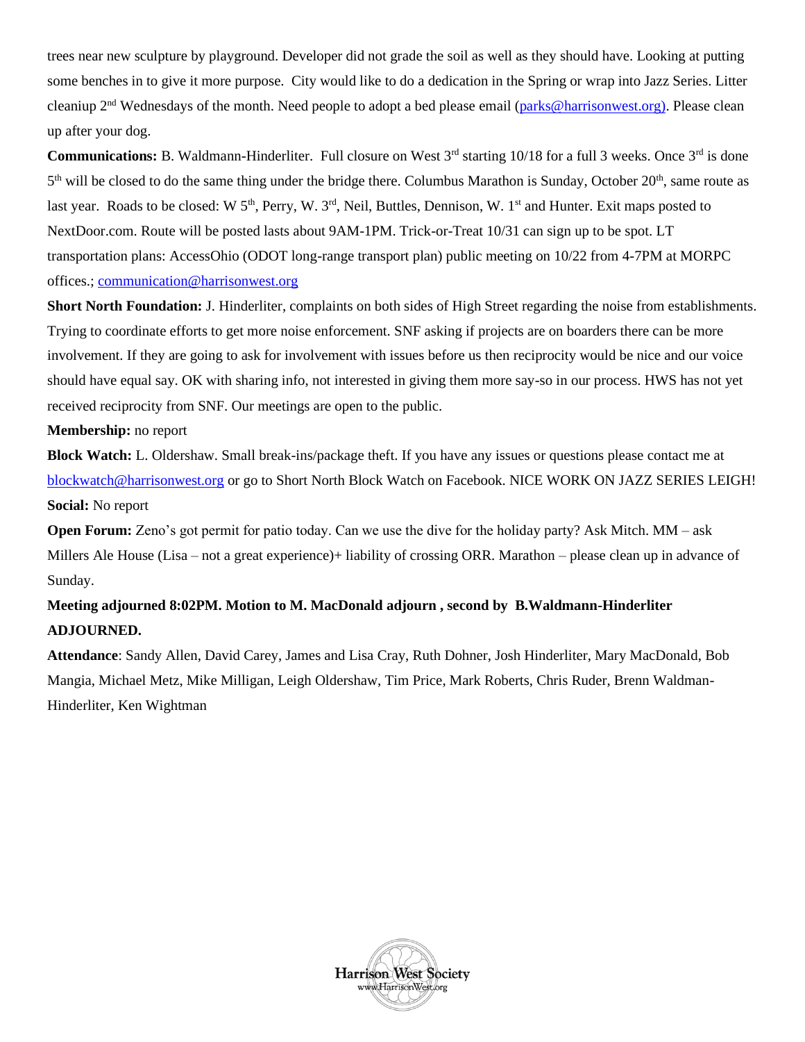trees near new sculpture by playground. Developer did not grade the soil as well as they should have. Looking at putting some benches in to give it more purpose. City would like to do a dedication in the Spring or wrap into Jazz Series. Litter cleaniup 2nd Wednesdays of the month. Need people to adopt a bed please email (parks@harrisonwest.org). Please clean up after your dog.

**Communications:** B. Waldmann-Hinderliter. Full closure on West 3rd starting 10/18 for a full 3 weeks. Once 3rd is done 5th will be closed to do the same thing under the bridge there. Columbus Marathon is Sunday, October 20th, same route as last year. Roads to be closed: W 5th, Perry, W. 3rd, Neil, Buttles, Dennison, W. 1st and Hunter. Exit maps posted to NextDoor.com. Route will be posted lasts about 9AM-1PM. Trick-or-Treat 10/31 can sign up to be spot. LT transportation plans: AccessOhio (ODOT long-range transport plan) public meeting on 10/22 from 4-7PM at MORPC offices.; communication@harrisonwest.org

**Short North Foundation:** J. Hinderliter, complaints on both sides of High Street regarding the noise from establishments. Trying to coordinate efforts to get more noise enforcement. SNF asking if projects are on boarders there can be more involvement. If they are going to ask for involvement with issues before us then reciprocity would be nice and our voice should have equal say. OK with sharing info, not interested in giving them more say-so in our process. HWS has not yet received reciprocity from SNF. Our meetings are open to the public.

**Membership:** no report

**Block Watch:** L. Oldershaw. Small break-ins/package theft. If you have any issues or questions please contact me at blockwatch@harrisonwest.org or go to Short North Block Watch on Facebook. NICE WORK ON JAZZ SERIES LEIGH!

**Social:** No report

**Open Forum:** Zeno's got permit for patio today. Can we use the dive for the holiday party? Ask Mitch. MM – ask Millers Ale House (Lisa – not a great experience)+ liability of crossing ORR. Marathon – please clean up in advance of Sunday.

**Meeting adjourned 8:02PM. Motion to M. MacDonald adjourn , second by B.Waldmann-Hinderliter ADJOURNED.**

**Attendance**: Sandy Allen, David Carey, James and Lisa Cray, Ruth Dohner, Josh Hinderliter, Mary MacDonald, Bob Mangia, Michael Metz, Mike Milligan, Leigh Oldershaw, Tim Price, Mark Roberts, Chris Ruder, Brenn Waldman-Hinderliter, Ken Wightman

Harrison West Society
www.HarrisonWest.org